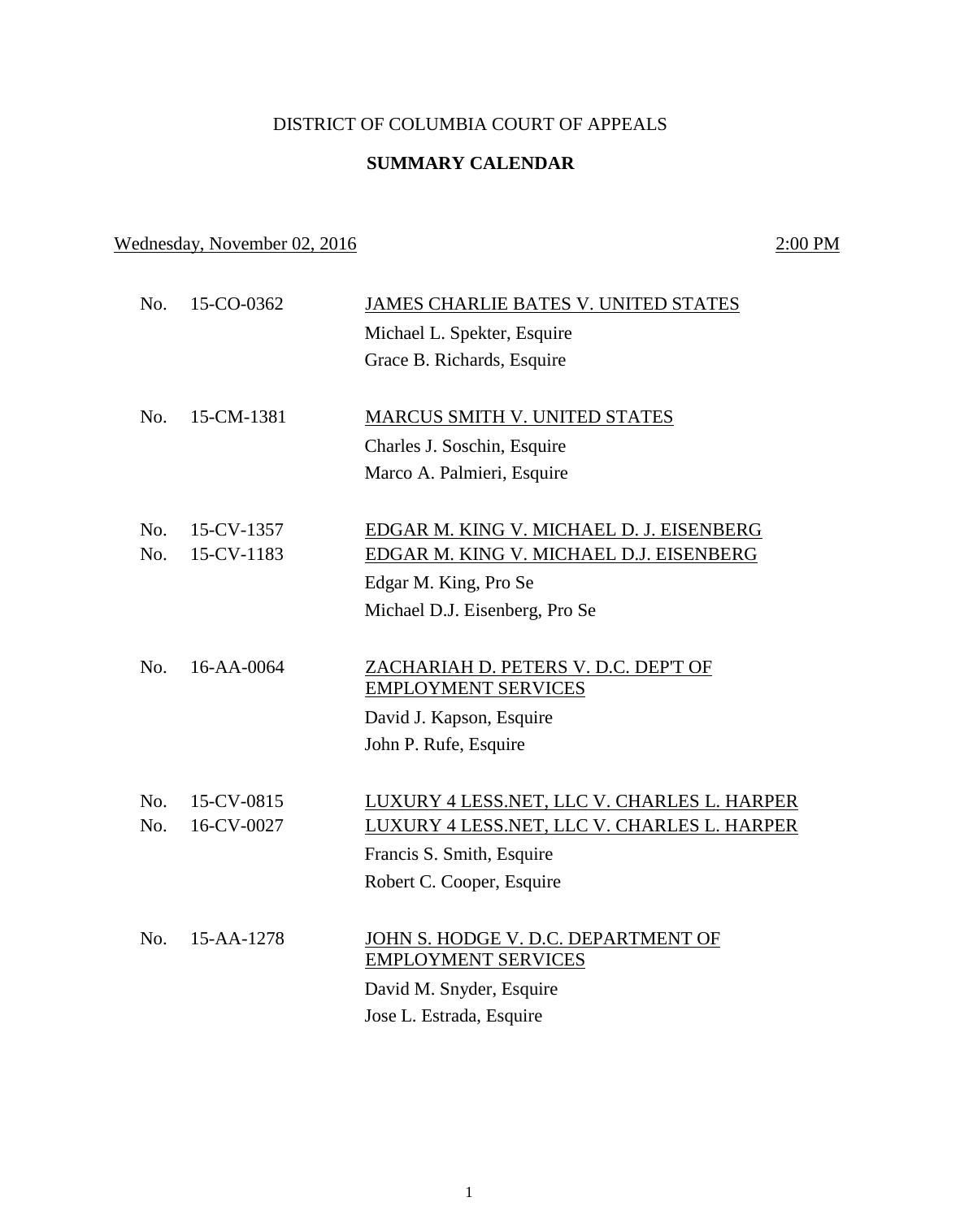# DISTRICT OF COLUMBIA COURT OF APPEALS

## SUMMARY CALENDAR

Wednesday, November 02, 2016 2:00 PM

| | | |
|---|---|---|
| No. 15-CO-0362 | JAMES CHARLIE BATES V. UNITED STATES | |
| | Michael L. Spekter, Esquire | |
| | Grace B. Richards, Esquire | |
| No. 15-CM-1381 | MARCUS SMITH V. UNITED STATES | |
| | Charles J. Soschin, Esquire | |
| | Marco A. Palmieri, Esquire | |
| No. 15-CV-1357 | EDGAR M. KING V. MICHAEL D. J. EISENBERG | |
| No. 15-CV-1183 | EDGAR M. KING V. MICHAEL D.J. EISENBERG | |
| | Edgar M. King, Pro Se | |
| | Michael D.J. Eisenberg, Pro Se | |
| No. 16-AA-0064 | ZACHARIAH D. PETERS V. D.C. DEP'T OF EMPLOYMENT SERVICES | |
| | David J. Kapson, Esquire | |
| | John P. Rufe, Esquire | |
| No. 15-CV-0815 | LUXURY 4 LESS.NET, LLC V. CHARLES L. HARPER | |
| No. 16-CV-0027 | LUXURY 4 LESS.NET, LLC V. CHARLES L. HARPER | |
| | Francis S. Smith, Esquire | |
| | Robert C. Cooper, Esquire | |
| No. 15-AA-1278 | JOHN S. HODGE V. D.C. DEPARTMENT OF EMPLOYMENT SERVICES | |
| | David M. Snyder, Esquire | |
| | Jose L. Estrada, Esquire | |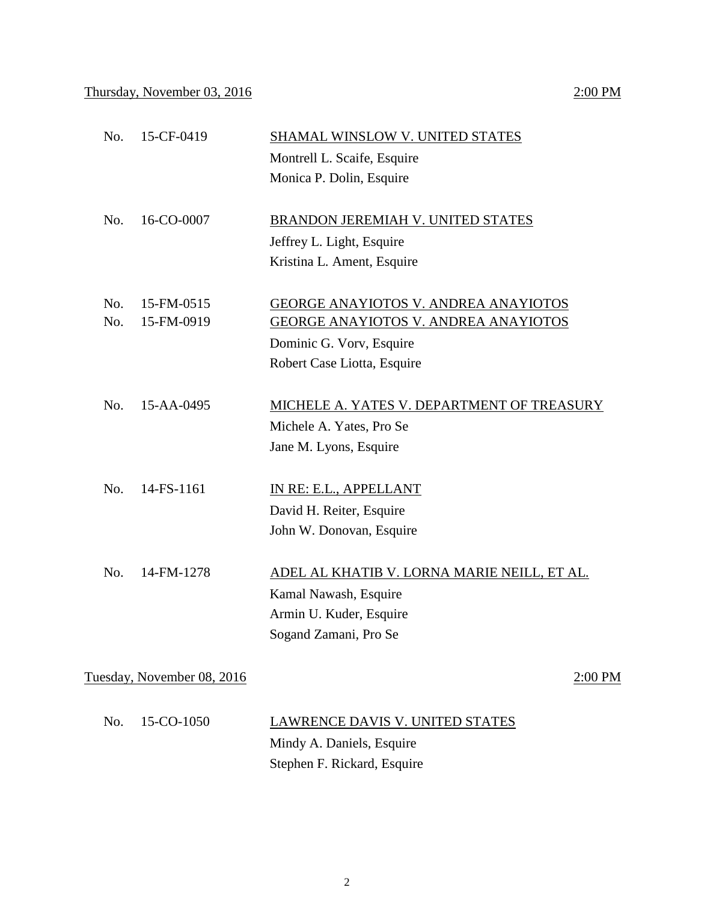Thursday, November 03, 2016 2:00 PM

| | | |
|---|---|---|
| No. | 15-CF-0419 | SHAMAL WINSLOW V. UNITED STATES |
| | | Montrell L. Scaife, Esquire |
| | | Monica P. Dolin, Esquire |
| No. | 16-CO-0007 | BRANDON JEREMIAH V. UNITED STATES |
| | | Jeffrey L. Light, Esquire |
| | | Kristina L. Ament, Esquire |
| No. | 15-FM-0515 | GEORGE ANAYIOTOS V. ANDREA ANAYIOTOS |
| No. | 15-FM-0919 | GEORGE ANAYIOTOS V. ANDREA ANAYIOTOS |
| | | Dominic G. Vorv, Esquire |
| | | Robert Case Liotta, Esquire |
| No. | 15-AA-0495 | MICHELE A. YATES V. DEPARTMENT OF TREASURY |
| | | Michele A. Yates, Pro Se |
| | | Jane M. Lyons, Esquire |
| No. | 14-FS-1161 | IN RE: E.L., APPELLANT |
| | | David H. Reiter, Esquire |
| | | John W. Donovan, Esquire |
| No. | 14-FM-1278 | ADEL AL KHATIB V. LORNA MARIE NEILL, ET AL. |
| | | Kamal Nawash, Esquire |
| | | Armin U. Kuder, Esquire |
| | | Sogand Zamani, Pro Se |

Tuesday, November 08, 2016 2:00 PM

| | | |
|---|---|---|
| No. | 15-CO-1050 | LAWRENCE DAVIS V. UNITED STATES |
| | | Mindy A. Daniels, Esquire |
| | | Stephen F. Rickard, Esquire |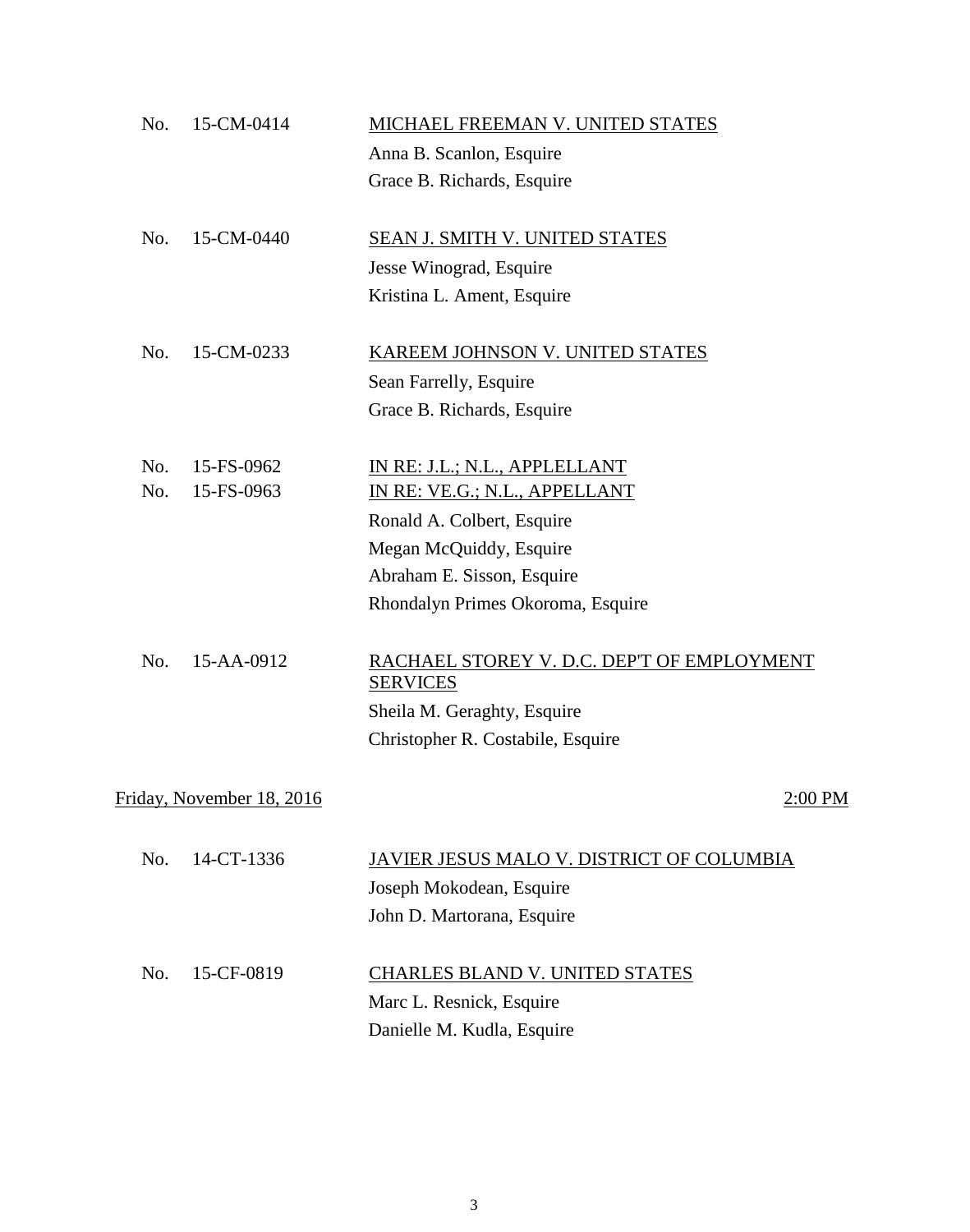No. 15-CM-0414 — MICHAEL FREEMAN V. UNITED STATES

Anna B. Scanlon, Esquire
Grace B. Richards, Esquire

No. 15-CM-0440 — SEAN J. SMITH V. UNITED STATES

Jesse Winograd, Esquire
Kristina L. Ament, Esquire

No. 15-CM-0233 — KAREEM JOHNSON V. UNITED STATES

Sean Farrelly, Esquire
Grace B. Richards, Esquire

No. 15-FS-0962 — IN RE: J.L.; N.L., APPLELLANT
No. 15-FS-0963 — IN RE: VE.G.; N.L., APPELLANT

Ronald A. Colbert, Esquire
Megan McQuiddy, Esquire
Abraham E. Sisson, Esquire
Rhondalyn Primes Okoroma, Esquire

No. 15-AA-0912 — RACHAEL STOREY V. D.C. DEP'T OF EMPLOYMENT SERVICES

Sheila M. Geraghty, Esquire
Christopher R. Costabile, Esquire

Friday, November 18, 2016 — 2:00 PM

No. 14-CT-1336 — JAVIER JESUS MALO V. DISTRICT OF COLUMBIA

Joseph Mokodean, Esquire
John D. Martorana, Esquire

No. 15-CF-0819 — CHARLES BLAND V. UNITED STATES

Marc L. Resnick, Esquire
Danielle M. Kudla, Esquire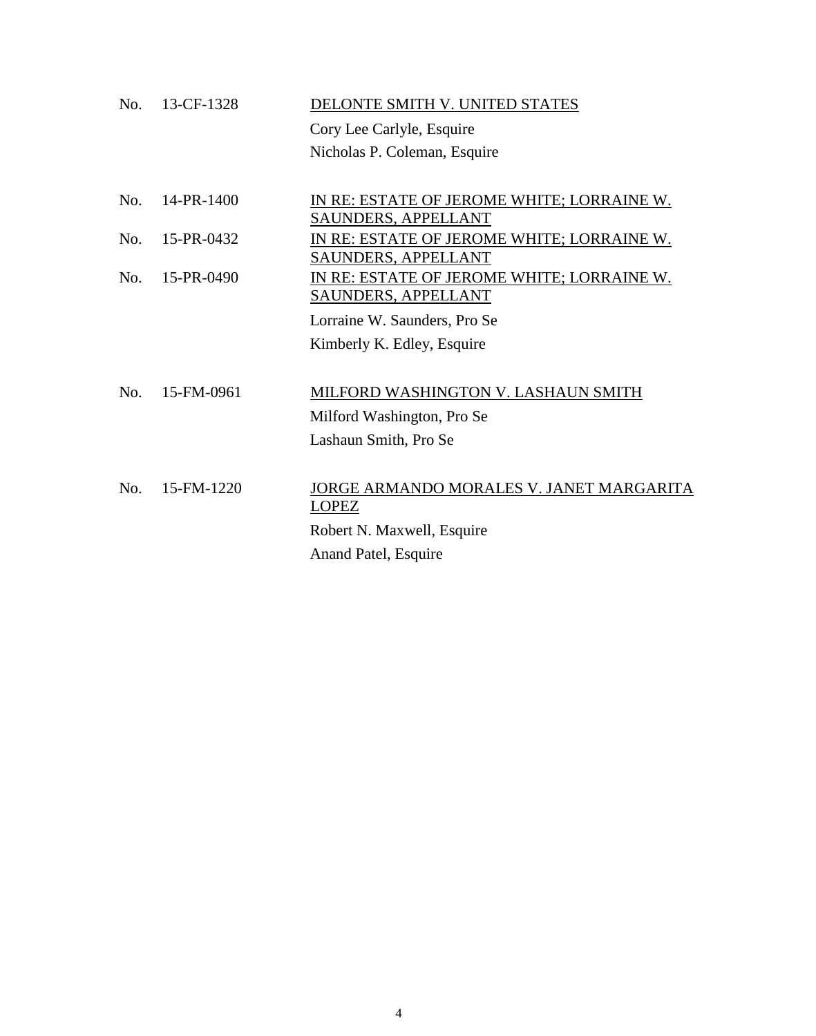No. 13-CF-1328 DELONTE SMITH V. UNITED STATES

Cory Lee Carlyle, Esquire

Nicholas P. Coleman, Esquire

No. 14-PR-1400 IN RE: ESTATE OF JEROME WHITE; LORRAINE W. SAUNDERS, APPELLANT

No. 15-PR-0432 IN RE: ESTATE OF JEROME WHITE; LORRAINE W. SAUNDERS, APPELLANT

No. 15-PR-0490 IN RE: ESTATE OF JEROME WHITE; LORRAINE W. SAUNDERS, APPELLANT

Lorraine W. Saunders, Pro Se

Kimberly K. Edley, Esquire

No. 15-FM-0961 MILFORD WASHINGTON V. LASHAUN SMITH

Milford Washington, Pro Se

Lashaun Smith, Pro Se

No. 15-FM-1220 JORGE ARMANDO MORALES V. JANET MARGARITA LOPEZ

Robert N. Maxwell, Esquire

Anand Patel, Esquire